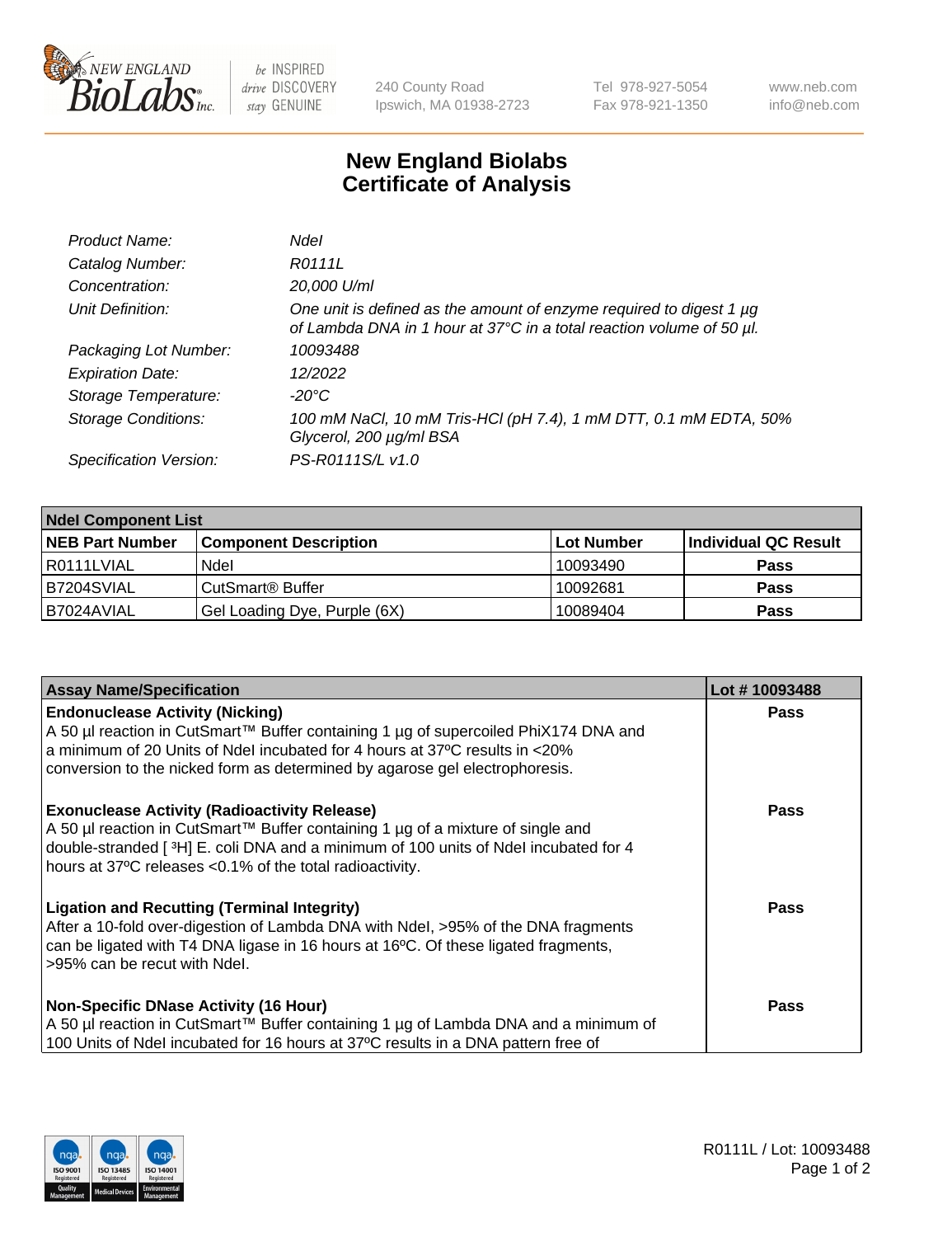# New England Biolabs
## Certificate of Analysis

| | |
|---|---|
| *Product Name:* | *NdeI* |
| *Catalog Number:* | *R0111L* |
| *Concentration:* | *20,000 U/ml* |
| *Unit Definition:* | *One unit is defined as the amount of enzyme required to digest 1 µg of Lambda DNA in 1 hour at 37°C in a total reaction volume of 50 µl.* |
| *Packaging Lot Number:* | *10093488* |
| *Expiration Date:* | *12/2022* |
| *Storage Temperature:* | *-20°C* |
| *Storage Conditions:* | *100 mM NaCl, 10 mM Tris-HCl (pH 7.4), 1 mM DTT, 0.1 mM EDTA, 50% Glycerol, 200 µg/ml BSA* |
| *Specification Version:* | *PS-R0111S/L v1.0* |

| NdeI Component List | | | |
|---|---|---|---|
| **NEB Part Number** | **Component Description** | **Lot Number** | **Individual QC Result** |
| R0111LVIAL | NdeI | 10093490 | **Pass** |
| B7204SVIAL | CutSmart® Buffer | 10092681 | **Pass** |
| B7024AVIAL | Gel Loading Dye, Purple (6X) | 10089404 | **Pass** |

| Assay Name/Specification | Lot # 10093488 |
|---|---|
| **Endonuclease Activity (Nicking)** A 50 µl reaction in CutSmart™ Buffer containing 1 µg of supercoiled PhiX174 DNA and a minimum of 20 Units of NdeI incubated for 4 hours at 37ºC results in <20% conversion to the nicked form as determined by agarose gel electrophoresis. | **Pass** |
| **Exonuclease Activity (Radioactivity Release)** A 50 µl reaction in CutSmart™ Buffer containing 1 µg of a mixture of single and double-stranded [ $^{3}$H] E. coli DNA and a minimum of 100 units of NdeI incubated for 4 hours at 37ºC releases <0.1% of the total radioactivity. | **Pass** |
| **Ligation and Recutting (Terminal Integrity)** After a 10-fold over-digestion of Lambda DNA with NdeI, >95% of the DNA fragments can be ligated with T4 DNA ligase in 16 hours at 16ºC. Of these ligated fragments, >95% can be recut with NdeI. | **Pass** |
| **Non-Specific DNase Activity (16 Hour)** A 50 µl reaction in CutSmart™ Buffer containing 1 µg of Lambda DNA and a minimum of 100 Units of NdeI incubated for 16 hours at 37ºC results in a DNA pattern free of | **Pass** |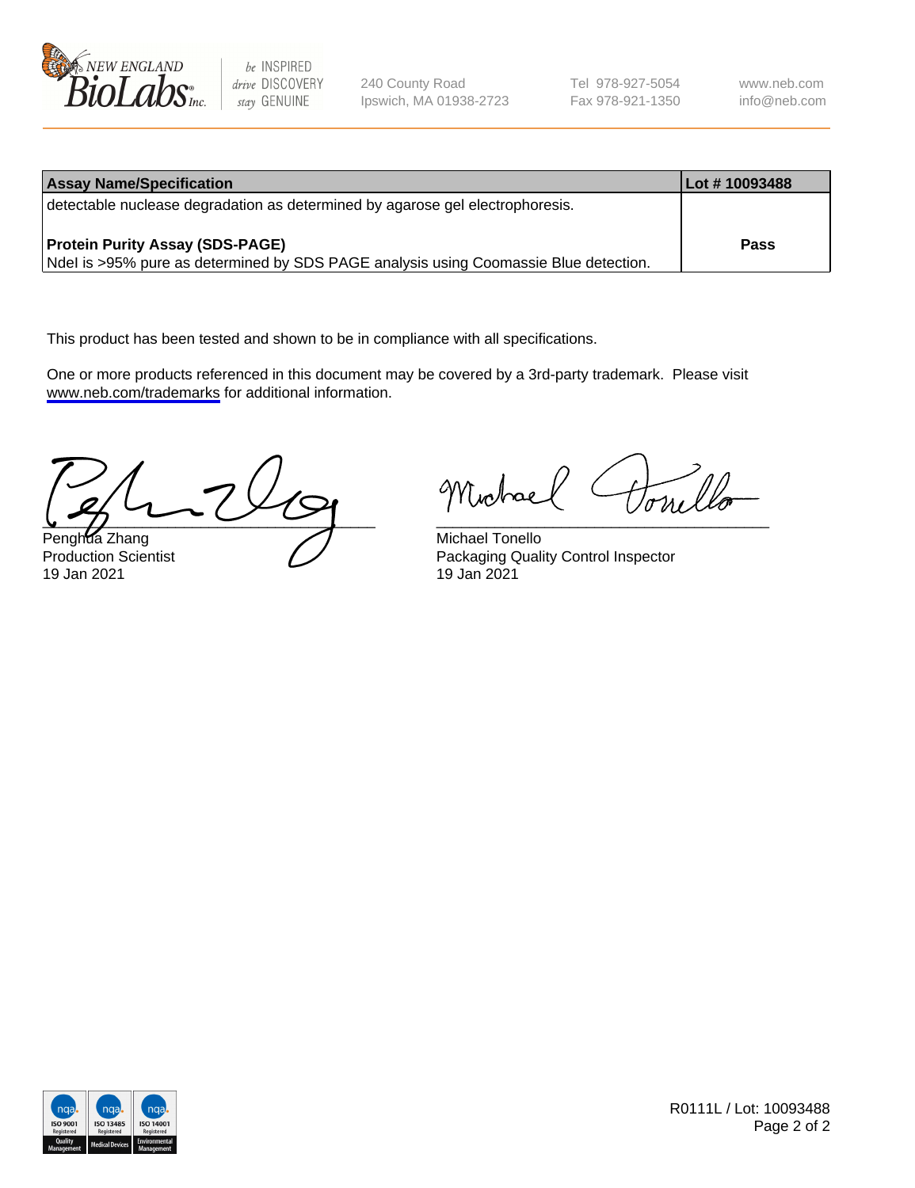| Assay Name/Specification | Lot # 10093488 |
|---|---|
| detectable nuclease degradation as determined by agarose gel electrophoresis. | |
| **Protein Purity Assay (SDS-PAGE)**<br>NdeI is >95% pure as determined by SDS PAGE analysis using Coomassie Blue detection. | **Pass** |

This product has been tested and shown to be in compliance with all specifications.

One or more products referenced in this document may be covered by a 3rd-party trademark. Please visit www.neb.com/trademarks for additional information.

Penghua Zhang
Production Scientist
19 Jan 2021

Michael Tonello
Packaging Quality Control Inspector
19 Jan 2021

R0111L / Lot: 10093488